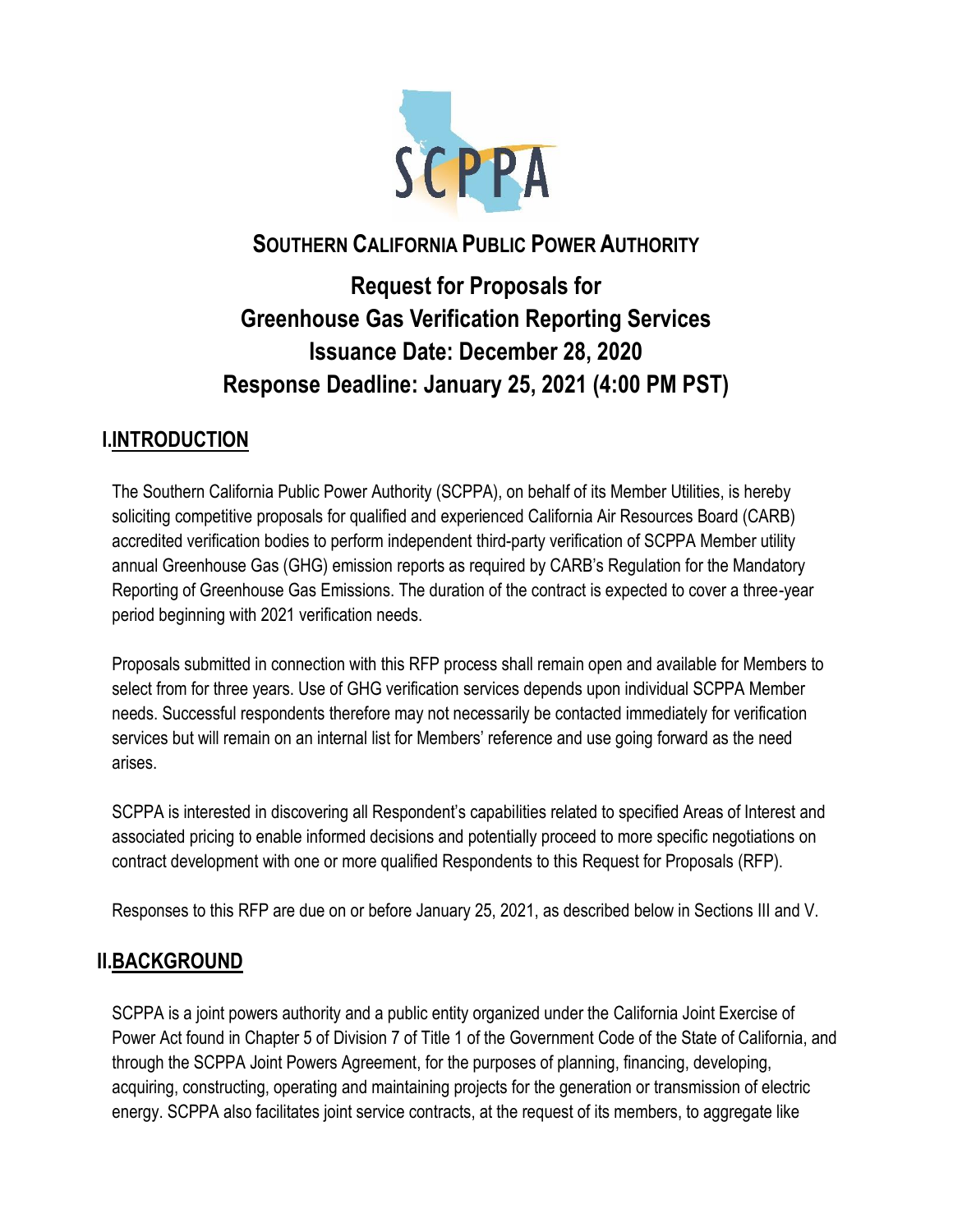# SOUTHERN CALIFORNIA PUBLIC POWER AUTHORITY

## Request for Proposals for Greenhouse Gas Verification Reporting Services
## Issuance Date: December 28, 2020
## Response Deadline: January 25, 2021 (4:00 PM PST)

## I. INTRODUCTION

The Southern California Public Power Authority (SCPPA), on behalf of its Member Utilities, is hereby soliciting competitive proposals for qualified and experienced California Air Resources Board (CARB) accredited verification bodies to perform independent third-party verification of SCPPA Member utility annual Greenhouse Gas (GHG) emission reports as required by CARB's Regulation for the Mandatory Reporting of Greenhouse Gas Emissions. The duration of the contract is expected to cover a three-year period beginning with 2021 verification needs.

Proposals submitted in connection with this RFP process shall remain open and available for Members to select from for three years. Use of GHG verification services depends upon individual SCPPA Member needs. Successful respondents therefore may not necessarily be contacted immediately for verification services but will remain on an internal list for Members' reference and use going forward as the need arises.

SCPPA is interested in discovering all Respondent's capabilities related to specified Areas of Interest and associated pricing to enable informed decisions and potentially proceed to more specific negotiations on contract development with one or more qualified Respondents to this Request for Proposals (RFP).

Responses to this RFP are due on or before January 25, 2021, as described below in Sections III and V.

## II. BACKGROUND

SCPPA is a joint powers authority and a public entity organized under the California Joint Exercise of Power Act found in Chapter 5 of Division 7 of Title 1 of the Government Code of the State of California, and through the SCPPA Joint Powers Agreement, for the purposes of planning, financing, developing, acquiring, constructing, operating and maintaining projects for the generation or transmission of electric energy. SCPPA also facilitates joint service contracts, at the request of its members, to aggregate like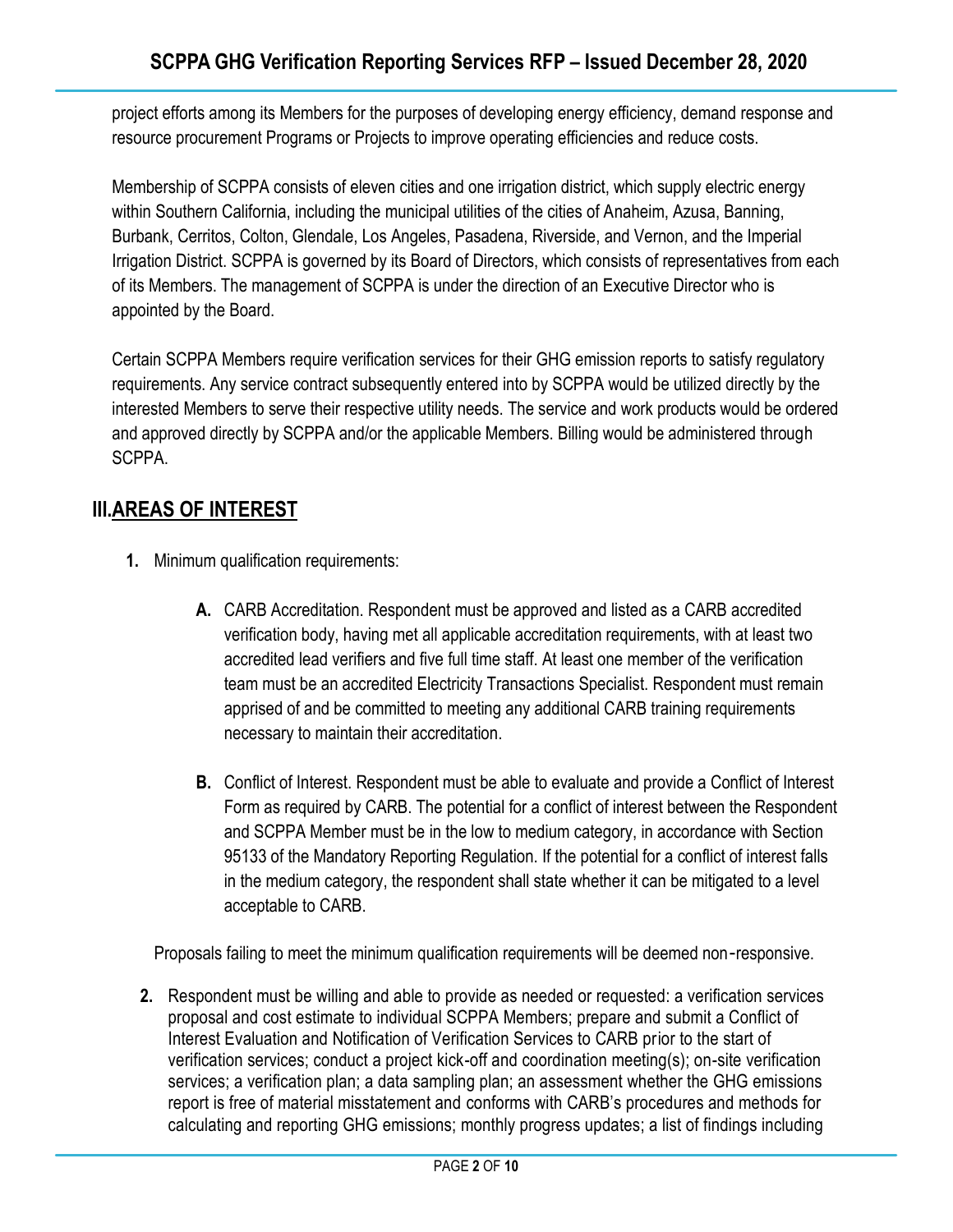project efforts among its Members for the purposes of developing energy efficiency, demand response and resource procurement Programs or Projects to improve operating efficiencies and reduce costs.

Membership of SCPPA consists of eleven cities and one irrigation district, which supply electric energy within Southern California, including the municipal utilities of the cities of Anaheim, Azusa, Banning, Burbank, Cerritos, Colton, Glendale, Los Angeles, Pasadena, Riverside, and Vernon, and the Imperial Irrigation District. SCPPA is governed by its Board of Directors, which consists of representatives from each of its Members. The management of SCPPA is under the direction of an Executive Director who is appointed by the Board.

Certain SCPPA Members require verification services for their GHG emission reports to satisfy regulatory requirements. Any service contract subsequently entered into by SCPPA would be utilized directly by the interested Members to serve their respective utility needs. The service and work products would be ordered and approved directly by SCPPA and/or the applicable Members. Billing would be administered through SCPPA.

## III. AREAS OF INTEREST

1. Minimum qualification requirements:

    **A.** CARB Accreditation. Respondent must be approved and listed as a CARB accredited verification body, having met all applicable accreditation requirements, with at least two accredited lead verifiers and five full time staff. At least one member of the verification team must be an accredited Electricity Transactions Specialist. Respondent must remain apprised of and be committed to meeting any additional CARB training requirements necessary to maintain their accreditation.

    **B.** Conflict of Interest. Respondent must be able to evaluate and provide a Conflict of Interest Form as required by CARB. The potential for a conflict of interest between the Respondent and SCPPA Member must be in the low to medium category, in accordance with Section 95133 of the Mandatory Reporting Regulation. If the potential for a conflict of interest falls in the medium category, the respondent shall state whether it can be mitigated to a level acceptable to CARB.

   Proposals failing to meet the minimum qualification requirements will be deemed non-responsive.

2. Respondent must be willing and able to provide as needed or requested: a verification services proposal and cost estimate to individual SCPPA Members; prepare and submit a Conflict of Interest Evaluation and Notification of Verification Services to CARB prior to the start of verification services; conduct a project kick-off and coordination meeting(s); on-site verification services; a verification plan; a data sampling plan; an assessment whether the GHG emissions report is free of material misstatement and conforms with CARB's procedures and methods for calculating and reporting GHG emissions; monthly progress updates; a list of findings including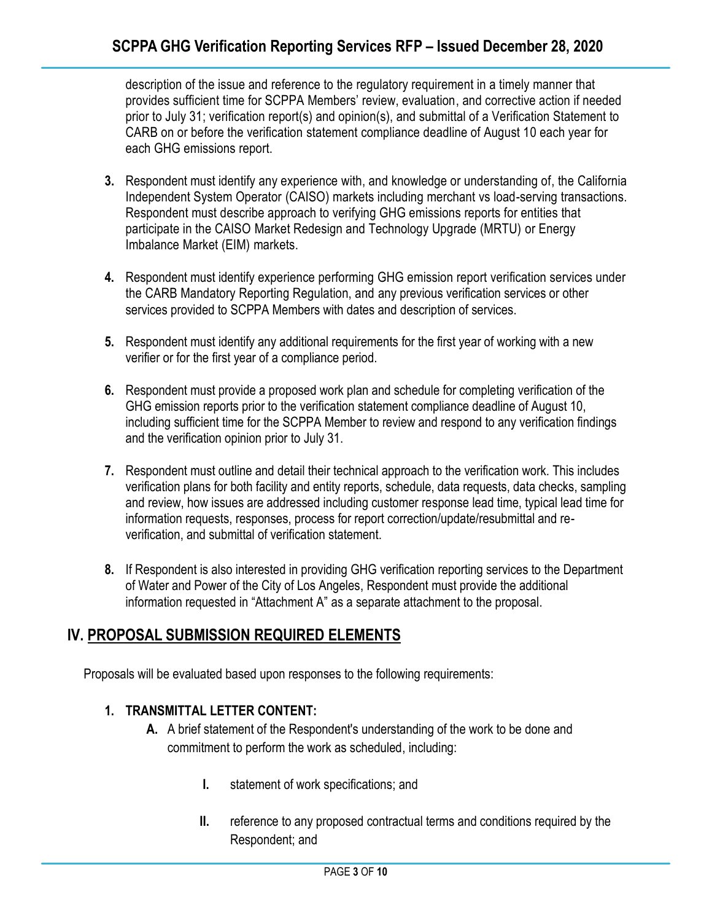description of the issue and reference to the regulatory requirement in a timely manner that provides sufficient time for SCPPA Members' review, evaluation, and corrective action if needed prior to July 31; verification report(s) and opinion(s), and submittal of a Verification Statement to CARB on or before the verification statement compliance deadline of August 10 each year for each GHG emissions report.

3. Respondent must identify any experience with, and knowledge or understanding of, the California Independent System Operator (CAISO) markets including merchant vs load-serving transactions. Respondent must describe approach to verifying GHG emissions reports for entities that participate in the CAISO Market Redesign and Technology Upgrade (MRTU) or Energy Imbalance Market (EIM) markets.

4. Respondent must identify experience performing GHG emission report verification services under the CARB Mandatory Reporting Regulation, and any previous verification services or other services provided to SCPPA Members with dates and description of services.

5. Respondent must identify any additional requirements for the first year of working with a new verifier or for the first year of a compliance period.

6. Respondent must provide a proposed work plan and schedule for completing verification of the GHG emission reports prior to the verification statement compliance deadline of August 10, including sufficient time for the SCPPA Member to review and respond to any verification findings and the verification opinion prior to July 31.

7. Respondent must outline and detail their technical approach to the verification work. This includes verification plans for both facility and entity reports, schedule, data requests, data checks, sampling and review, how issues are addressed including customer response lead time, typical lead time for information requests, responses, process for report correction/update/resubmittal and re-verification, and submittal of verification statement.

8. If Respondent is also interested in providing GHG verification reporting services to the Department of Water and Power of the City of Los Angeles, Respondent must provide the additional information requested in "Attachment A" as a separate attachment to the proposal.

## IV. PROPOSAL SUBMISSION REQUIRED ELEMENTS

Proposals will be evaluated based upon responses to the following requirements:

### 1. TRANSMITTAL LETTER CONTENT:

A. A brief statement of the Respondent's understanding of the work to be done and commitment to perform the work as scheduled, including:

   I. statement of work specifications; and

   II. reference to any proposed contractual terms and conditions required by the Respondent; and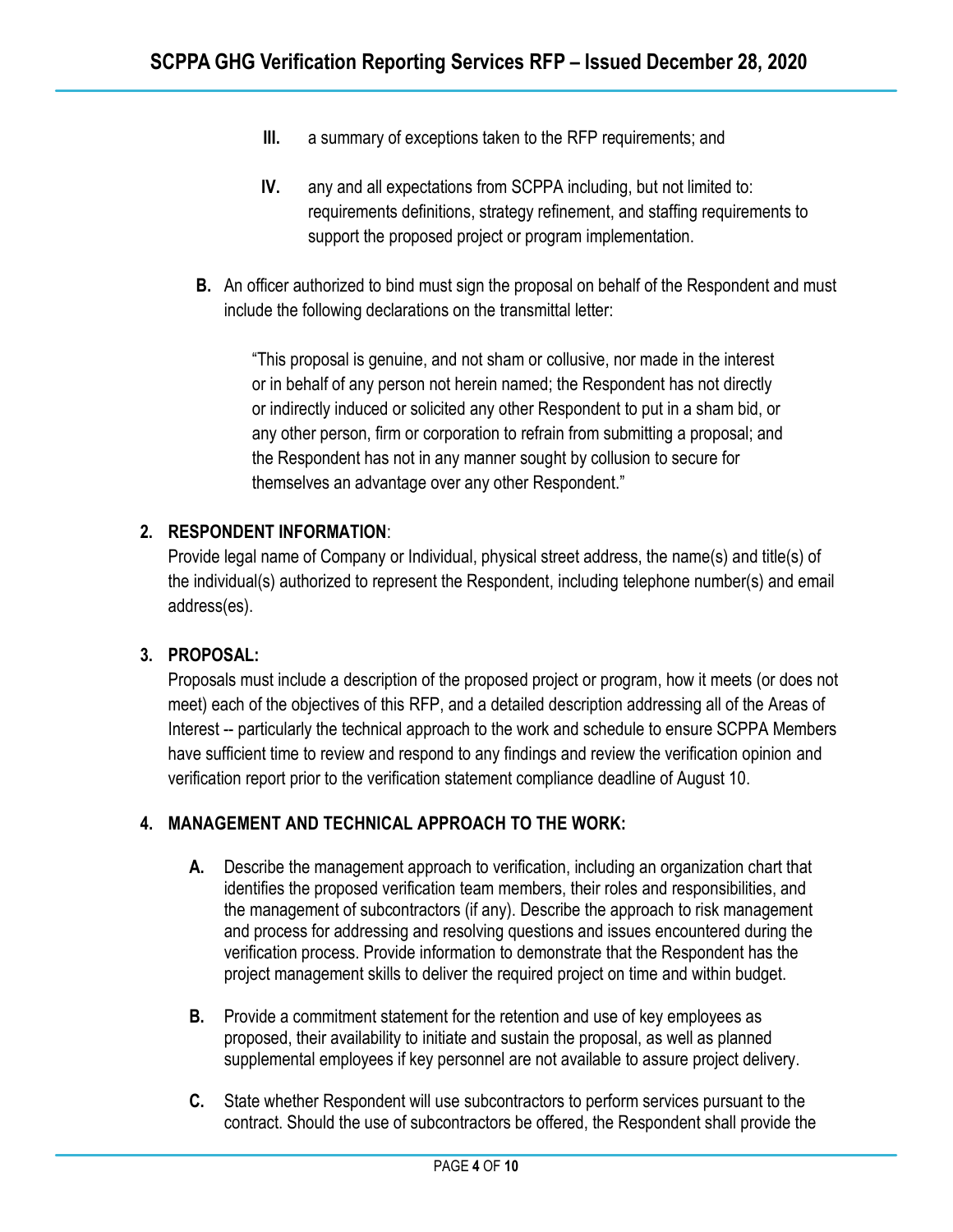III. a summary of exceptions taken to the RFP requirements; and

IV. any and all expectations from SCPPA including, but not limited to: requirements definitions, strategy refinement, and staffing requirements to support the proposed project or program implementation.

**B.** An officer authorized to bind must sign the proposal on behalf of the Respondent and must include the following declarations on the transmittal letter:

> "This proposal is genuine, and not sham or collusive, nor made in the interest or in behalf of any person not herein named; the Respondent has not directly or indirectly induced or solicited any other Respondent to put in a sham bid, or any other person, firm or corporation to refrain from submitting a proposal; and the Respondent has not in any manner sought by collusion to secure for themselves an advantage over any other Respondent."

**2. RESPONDENT INFORMATION**:

Provide legal name of Company or Individual, physical street address, the name(s) and title(s) of the individual(s) authorized to represent the Respondent, including telephone number(s) and email address(es).

**3. PROPOSAL:**

Proposals must include a description of the proposed project or program, how it meets (or does not meet) each of the objectives of this RFP, and a detailed description addressing all of the Areas of Interest -- particularly the technical approach to the work and schedule to ensure SCPPA Members have sufficient time to review and respond to any findings and review the verification opinion and verification report prior to the verification statement compliance deadline of August 10.

**4. MANAGEMENT AND TECHNICAL APPROACH TO THE WORK:**

**A.** Describe the management approach to verification, including an organization chart that identifies the proposed verification team members, their roles and responsibilities, and the management of subcontractors (if any). Describe the approach to risk management and process for addressing and resolving questions and issues encountered during the verification process. Provide information to demonstrate that the Respondent has the project management skills to deliver the required project on time and within budget.

**B.** Provide a commitment statement for the retention and use of key employees as proposed, their availability to initiate and sustain the proposal, as well as planned supplemental employees if key personnel are not available to assure project delivery.

**C.** State whether Respondent will use subcontractors to perform services pursuant to the contract. Should the use of subcontractors be offered, the Respondent shall provide the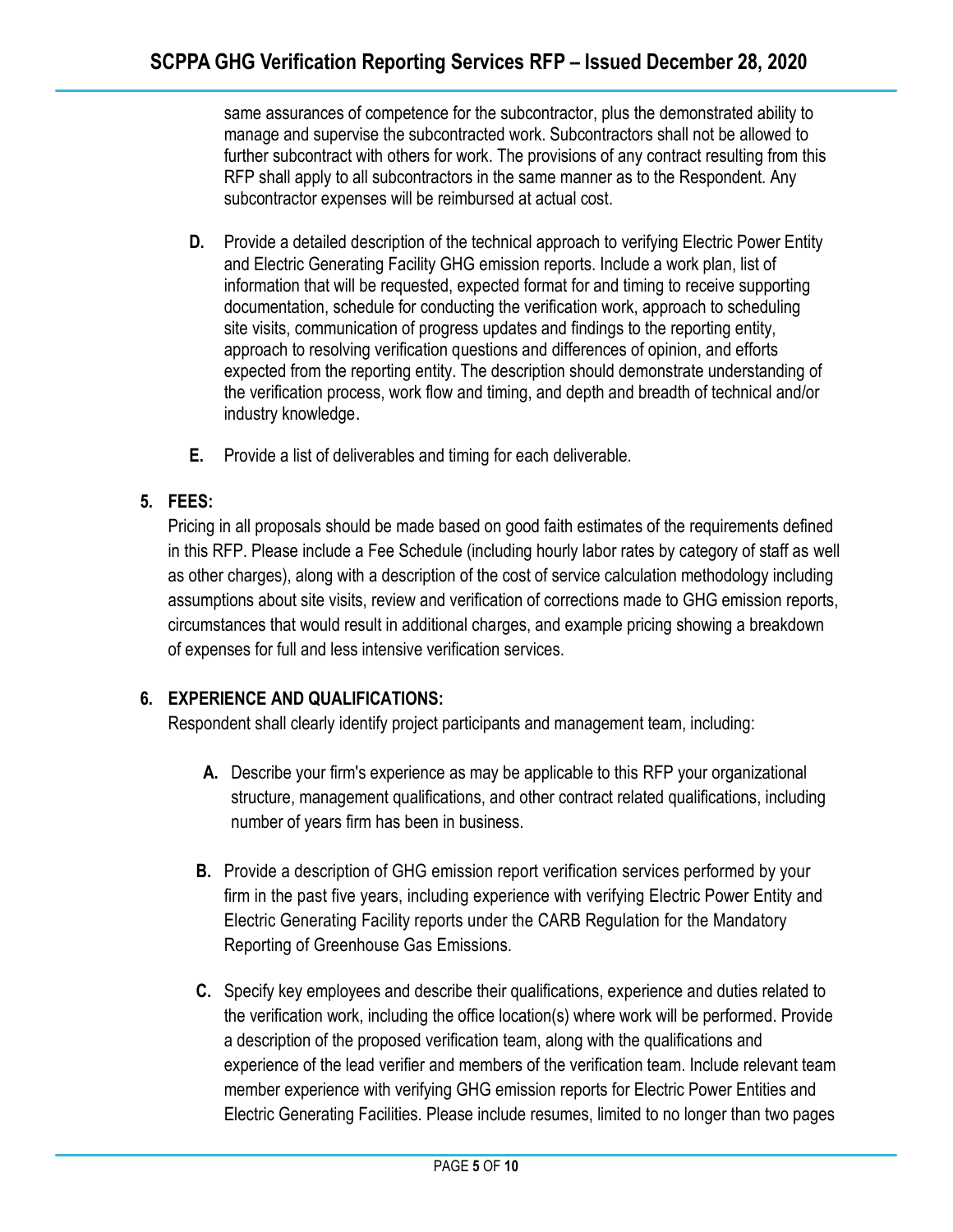same assurances of competence for the subcontractor, plus the demonstrated ability to manage and supervise the subcontracted work. Subcontractors shall not be allowed to further subcontract with others for work. The provisions of any contract resulting from this RFP shall apply to all subcontractors in the same manner as to the Respondent. Any subcontractor expenses will be reimbursed at actual cost.

**D.** Provide a detailed description of the technical approach to verifying Electric Power Entity and Electric Generating Facility GHG emission reports. Include a work plan, list of information that will be requested, expected format for and timing to receive supporting documentation, schedule for conducting the verification work, approach to scheduling site visits, communication of progress updates and findings to the reporting entity, approach to resolving verification questions and differences of opinion, and efforts expected from the reporting entity. The description should demonstrate understanding of the verification process, work flow and timing, and depth and breadth of technical and/or industry knowledge.

**E.** Provide a list of deliverables and timing for each deliverable.

## 5. FEES:

Pricing in all proposals should be made based on good faith estimates of the requirements defined in this RFP. Please include a Fee Schedule (including hourly labor rates by category of staff as well as other charges), along with a description of the cost of service calculation methodology including assumptions about site visits, review and verification of corrections made to GHG emission reports, circumstances that would result in additional charges, and example pricing showing a breakdown of expenses for full and less intensive verification services.

## 6. EXPERIENCE AND QUALIFICATIONS:

Respondent shall clearly identify project participants and management team, including:

**A.** Describe your firm's experience as may be applicable to this RFP your organizational structure, management qualifications, and other contract related qualifications, including number of years firm has been in business.

**B.** Provide a description of GHG emission report verification services performed by your firm in the past five years, including experience with verifying Electric Power Entity and Electric Generating Facility reports under the CARB Regulation for the Mandatory Reporting of Greenhouse Gas Emissions.

**C.** Specify key employees and describe their qualifications, experience and duties related to the verification work, including the office location(s) where work will be performed. Provide a description of the proposed verification team, along with the qualifications and experience of the lead verifier and members of the verification team. Include relevant team member experience with verifying GHG emission reports for Electric Power Entities and Electric Generating Facilities. Please include resumes, limited to no longer than two pages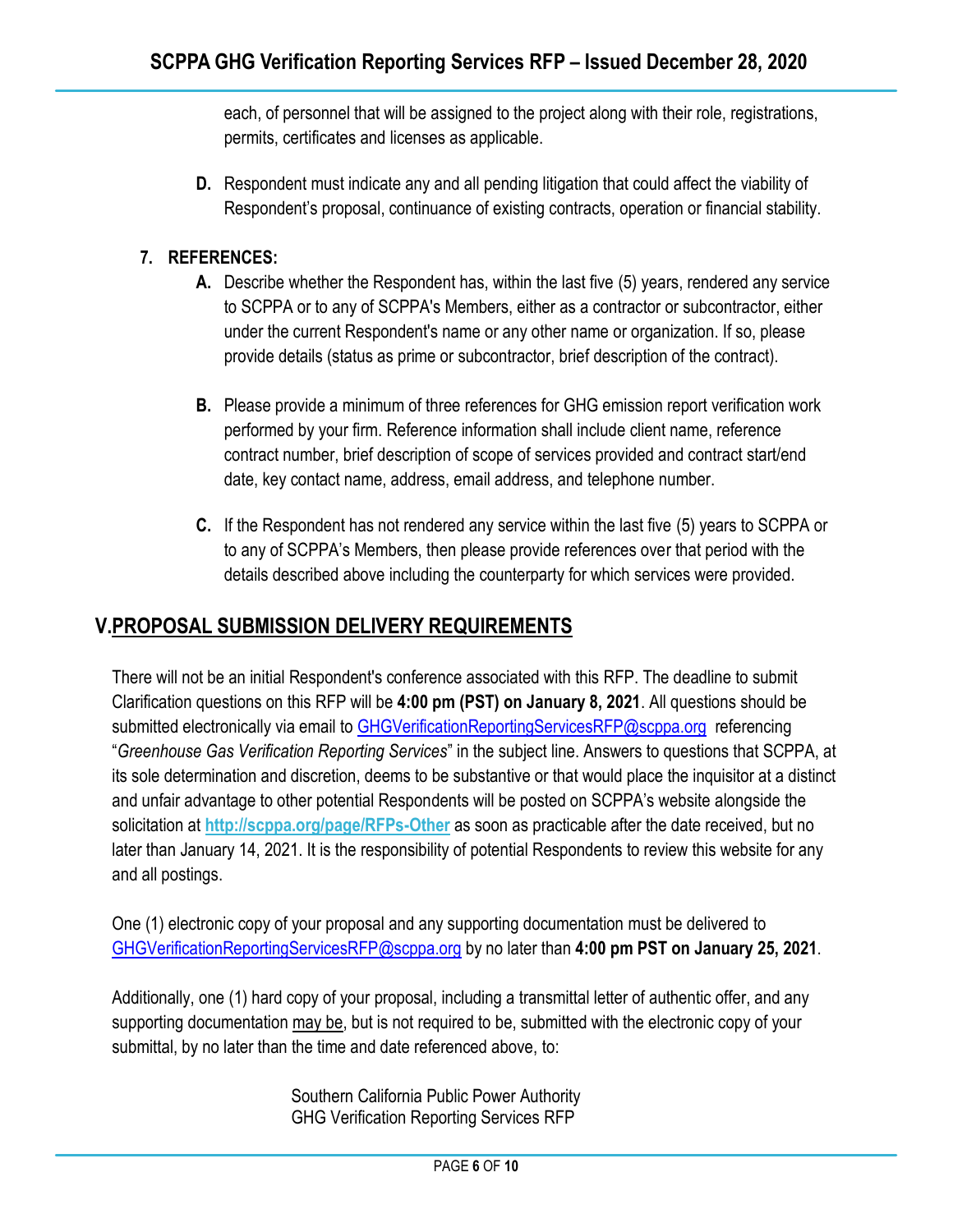each, of personnel that will be assigned to the project along with their role, registrations, permits, certificates and licenses as applicable.

**D.** Respondent must indicate any and all pending litigation that could affect the viability of Respondent's proposal, continuance of existing contracts, operation or financial stability.

**7. REFERENCES:**

**A.** Describe whether the Respondent has, within the last five (5) years, rendered any service to SCPPA or to any of SCPPA's Members, either as a contractor or subcontractor, either under the current Respondent's name or any other name or organization. If so, please provide details (status as prime or subcontractor, brief description of the contract).

**B.** Please provide a minimum of three references for GHG emission report verification work performed by your firm. Reference information shall include client name, reference contract number, brief description of scope of services provided and contract start/end date, key contact name, address, email address, and telephone number.

**C.** If the Respondent has not rendered any service within the last five (5) years to SCPPA or to any of SCPPA's Members, then please provide references over that period with the details described above including the counterparty for which services were provided.

## V. PROPOSAL SUBMISSION DELIVERY REQUIREMENTS

There will not be an initial Respondent's conference associated with this RFP. The deadline to submit Clarification questions on this RFP will be **4:00 pm (PST) on January 8, 2021**. All questions should be submitted electronically via email to GHGVerificationReportingServicesRFP@scppa.org referencing "*Greenhouse Gas Verification Reporting Services*" in the subject line. Answers to questions that SCPPA, at its sole determination and discretion, deems to be substantive or that would place the inquisitor at a distinct and unfair advantage to other potential Respondents will be posted on SCPPA's website alongside the solicitation at **http://scppa.org/page/RFPs-Other** as soon as practicable after the date received, but no later than January 14, 2021. It is the responsibility of potential Respondents to review this website for any and all postings.

One (1) electronic copy of your proposal and any supporting documentation must be delivered to GHGVerificationReportingServicesRFP@scppa.org by no later than **4:00 pm PST on January 25, 2021**.

Additionally, one (1) hard copy of your proposal, including a transmittal letter of authentic offer, and any supporting documentation may be, but is not required to be, submitted with the electronic copy of your submittal, by no later than the time and date referenced above, to:

Southern California Public Power Authority
GHG Verification Reporting Services RFP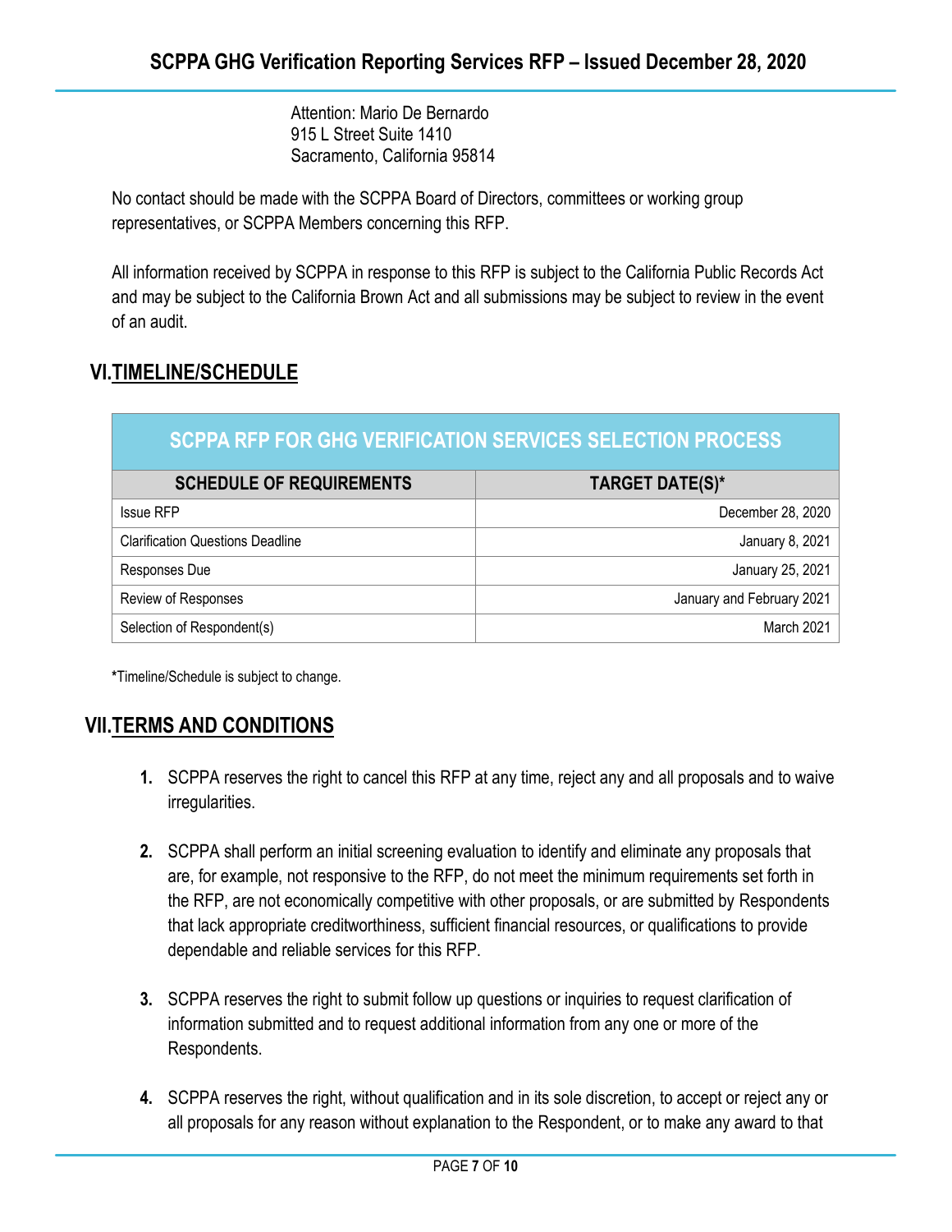Attention: Mario De Bernardo
915 L Street Suite 1410
Sacramento, California 95814

No contact should be made with the SCPPA Board of Directors, committees or working group representatives, or SCPPA Members concerning this RFP.

All information received by SCPPA in response to this RFP is subject to the California Public Records Act and may be subject to the California Brown Act and all submissions may be subject to review in the event of an audit.

## VI. TIMELINE/SCHEDULE

| SCPPA RFP FOR GHG VERIFICATION SERVICES SELECTION PROCESS | |
|---|---|
| **SCHEDULE OF REQUIREMENTS** | **TARGET DATE(S)*** |
| Issue RFP | December 28, 2020 |
| Clarification Questions Deadline | January 8, 2021 |
| Responses Due | January 25, 2021 |
| Review of Responses | January and February 2021 |
| Selection of Respondent(s) | March 2021 |

*Timeline/Schedule is subject to change.

## VII. TERMS AND CONDITIONS

1. SCPPA reserves the right to cancel this RFP at any time, reject any and all proposals and to waive irregularities.

2. SCPPA shall perform an initial screening evaluation to identify and eliminate any proposals that are, for example, not responsive to the RFP, do not meet the minimum requirements set forth in the RFP, are not economically competitive with other proposals, or are submitted by Respondents that lack appropriate creditworthiness, sufficient financial resources, or qualifications to provide dependable and reliable services for this RFP.

3. SCPPA reserves the right to submit follow up questions or inquiries to request clarification of information submitted and to request additional information from any one or more of the Respondents.

4. SCPPA reserves the right, without qualification and in its sole discretion, to accept or reject any or all proposals for any reason without explanation to the Respondent, or to make any award to that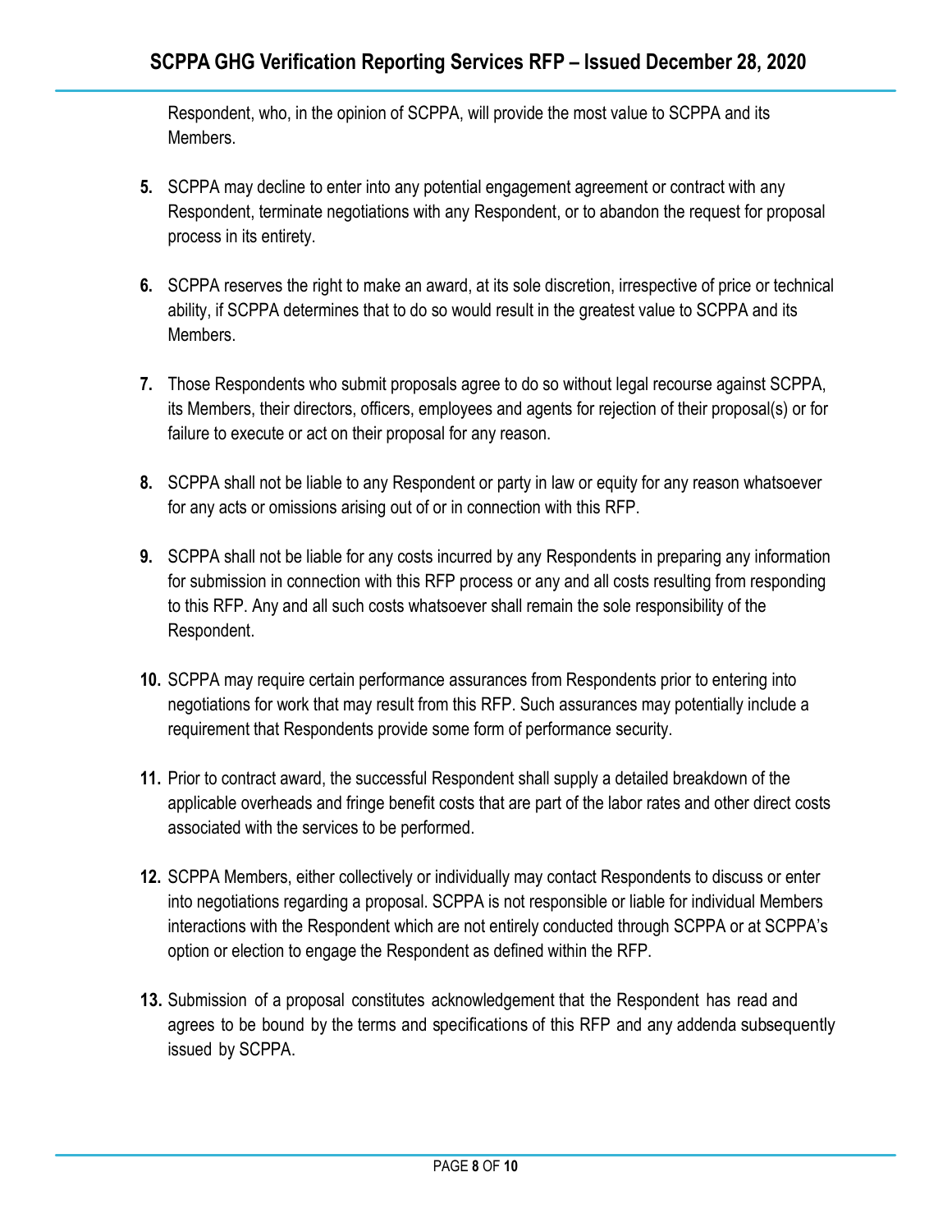Respondent, who, in the opinion of SCPPA, will provide the most value to SCPPA and its Members.

5. SCPPA may decline to enter into any potential engagement agreement or contract with any Respondent, terminate negotiations with any Respondent, or to abandon the request for proposal process in its entirety.

6. SCPPA reserves the right to make an award, at its sole discretion, irrespective of price or technical ability, if SCPPA determines that to do so would result in the greatest value to SCPPA and its Members.

7. Those Respondents who submit proposals agree to do so without legal recourse against SCPPA, its Members, their directors, officers, employees and agents for rejection of their proposal(s) or for failure to execute or act on their proposal for any reason.

8. SCPPA shall not be liable to any Respondent or party in law or equity for any reason whatsoever for any acts or omissions arising out of or in connection with this RFP.

9. SCPPA shall not be liable for any costs incurred by any Respondents in preparing any information for submission in connection with this RFP process or any and all costs resulting from responding to this RFP. Any and all such costs whatsoever shall remain the sole responsibility of the Respondent.

10. SCPPA may require certain performance assurances from Respondents prior to entering into negotiations for work that may result from this RFP. Such assurances may potentially include a requirement that Respondents provide some form of performance security.

11. Prior to contract award, the successful Respondent shall supply a detailed breakdown of the applicable overheads and fringe benefit costs that are part of the labor rates and other direct costs associated with the services to be performed.

12. SCPPA Members, either collectively or individually may contact Respondents to discuss or enter into negotiations regarding a proposal. SCPPA is not responsible or liable for individual Members interactions with the Respondent which are not entirely conducted through SCPPA or at SCPPA's option or election to engage the Respondent as defined within the RFP.

13. Submission of a proposal constitutes acknowledgement that the Respondent has read and agrees to be bound by the terms and specifications of this RFP and any addenda subsequently issued by SCPPA.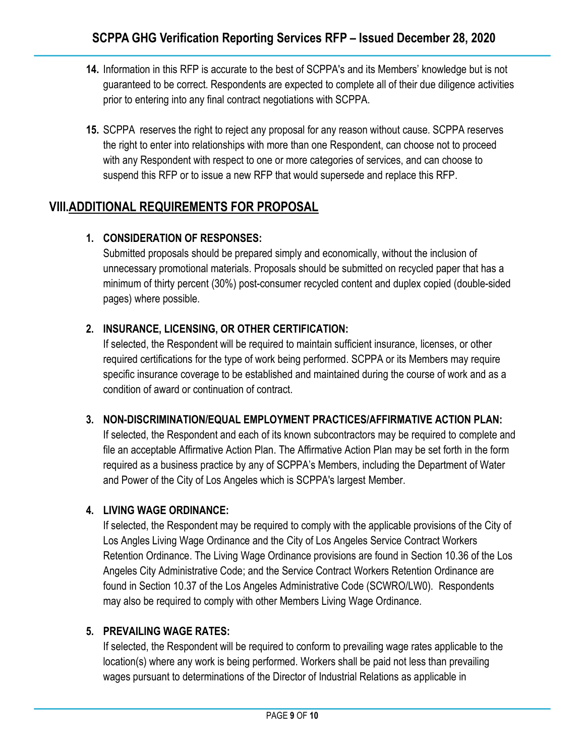14. Information in this RFP is accurate to the best of SCPPA's and its Members' knowledge but is not guaranteed to be correct. Respondents are expected to complete all of their due diligence activities prior to entering into any final contract negotiations with SCPPA.

15. SCPPA reserves the right to reject any proposal for any reason without cause. SCPPA reserves the right to enter into relationships with more than one Respondent, can choose not to proceed with any Respondent with respect to one or more categories of services, and can choose to suspend this RFP or to issue a new RFP that would supersede and replace this RFP.

## VIII. ADDITIONAL REQUIREMENTS FOR PROPOSAL

1. **CONSIDERATION OF RESPONSES:**
   Submitted proposals should be prepared simply and economically, without the inclusion of unnecessary promotional materials. Proposals should be submitted on recycled paper that has a minimum of thirty percent (30%) post-consumer recycled content and duplex copied (double-sided pages) where possible.

2. **INSURANCE, LICENSING, OR OTHER CERTIFICATION:**
   If selected, the Respondent will be required to maintain sufficient insurance, licenses, or other required certifications for the type of work being performed. SCPPA or its Members may require specific insurance coverage to be established and maintained during the course of work and as a condition of award or continuation of contract.

3. **NON-DISCRIMINATION/EQUAL EMPLOYMENT PRACTICES/AFFIRMATIVE ACTION PLAN:**
   If selected, the Respondent and each of its known subcontractors may be required to complete and file an acceptable Affirmative Action Plan. The Affirmative Action Plan may be set forth in the form required as a business practice by any of SCPPA's Members, including the Department of Water and Power of the City of Los Angeles which is SCPPA's largest Member.

4. **LIVING WAGE ORDINANCE:**
   If selected, the Respondent may be required to comply with the applicable provisions of the City of Los Angles Living Wage Ordinance and the City of Los Angeles Service Contract Workers Retention Ordinance. The Living Wage Ordinance provisions are found in Section 10.36 of the Los Angeles City Administrative Code; and the Service Contract Workers Retention Ordinance are found in Section 10.37 of the Los Angeles Administrative Code (SCWRO/LW0). Respondents may also be required to comply with other Members Living Wage Ordinance.

5. **PREVAILING WAGE RATES:**
   If selected, the Respondent will be required to conform to prevailing wage rates applicable to the location(s) where any work is being performed. Workers shall be paid not less than prevailing wages pursuant to determinations of the Director of Industrial Relations as applicable in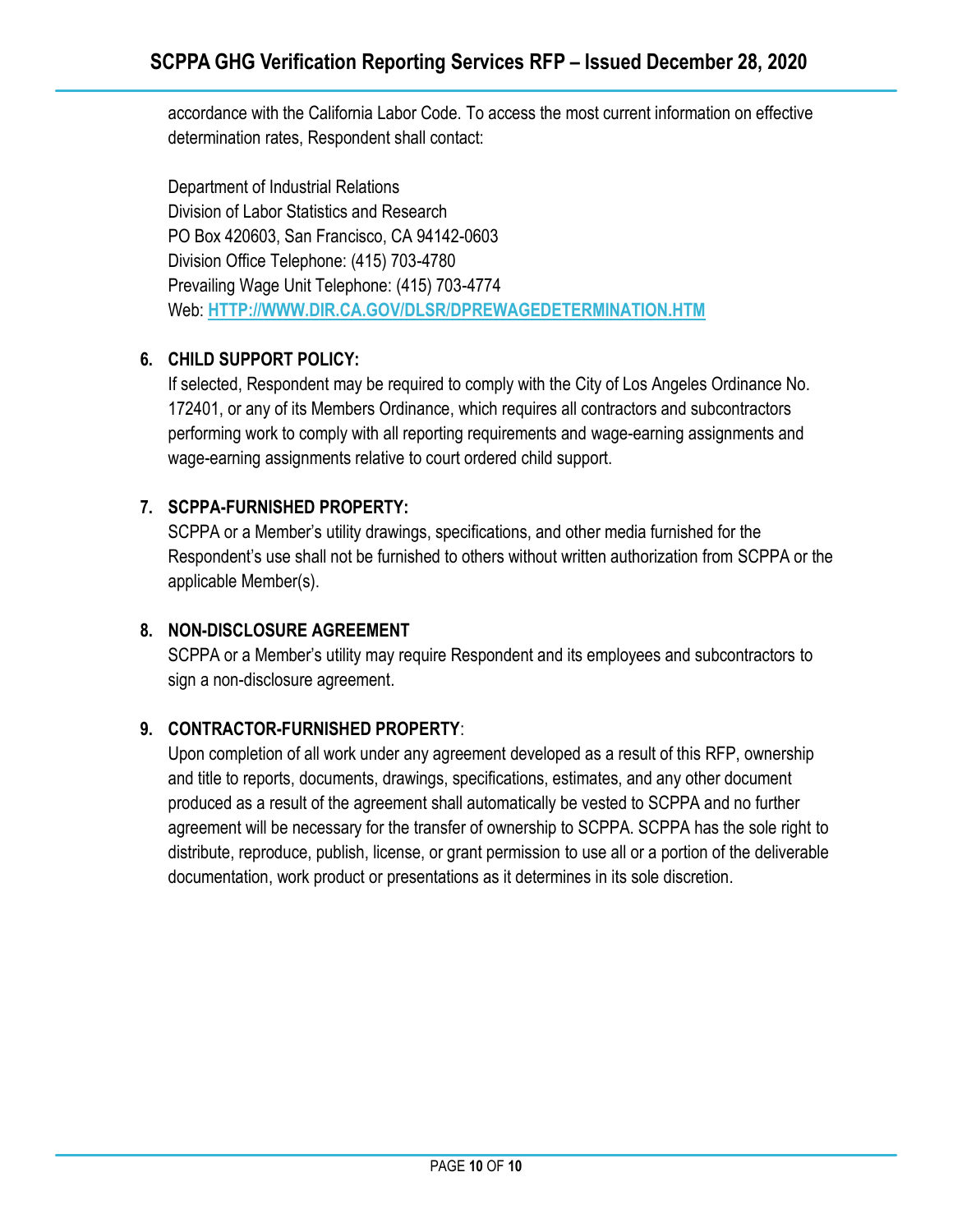accordance with the California Labor Code. To access the most current information on effective determination rates, Respondent shall contact:

Department of Industrial Relations
Division of Labor Statistics and Research
PO Box 420603, San Francisco, CA 94142-0603
Division Office Telephone: (415) 703-4780
Prevailing Wage Unit Telephone: (415) 703-4774
Web: **HTTP://WWW.DIR.CA.GOV/DLSR/DPREWAGEDETERMINATION.HTM**

6. **CHILD SUPPORT POLICY:**
   If selected, Respondent may be required to comply with the City of Los Angeles Ordinance No. 172401, or any of its Members Ordinance, which requires all contractors and subcontractors performing work to comply with all reporting requirements and wage-earning assignments and wage-earning assignments relative to court ordered child support.

7. **SCPPA-FURNISHED PROPERTY:**
   SCPPA or a Member's utility drawings, specifications, and other media furnished for the Respondent's use shall not be furnished to others without written authorization from SCPPA or the applicable Member(s).

8. **NON-DISCLOSURE AGREEMENT**
   SCPPA or a Member's utility may require Respondent and its employees and subcontractors to sign a non-disclosure agreement.

9. **CONTRACTOR-FURNISHED PROPERTY**:
   Upon completion of all work under any agreement developed as a result of this RFP, ownership and title to reports, documents, drawings, specifications, estimates, and any other document produced as a result of the agreement shall automatically be vested to SCPPA and no further agreement will be necessary for the transfer of ownership to SCPPA. SCPPA has the sole right to distribute, reproduce, publish, license, or grant permission to use all or a portion of the deliverable documentation, work product or presentations as it determines in its sole discretion.